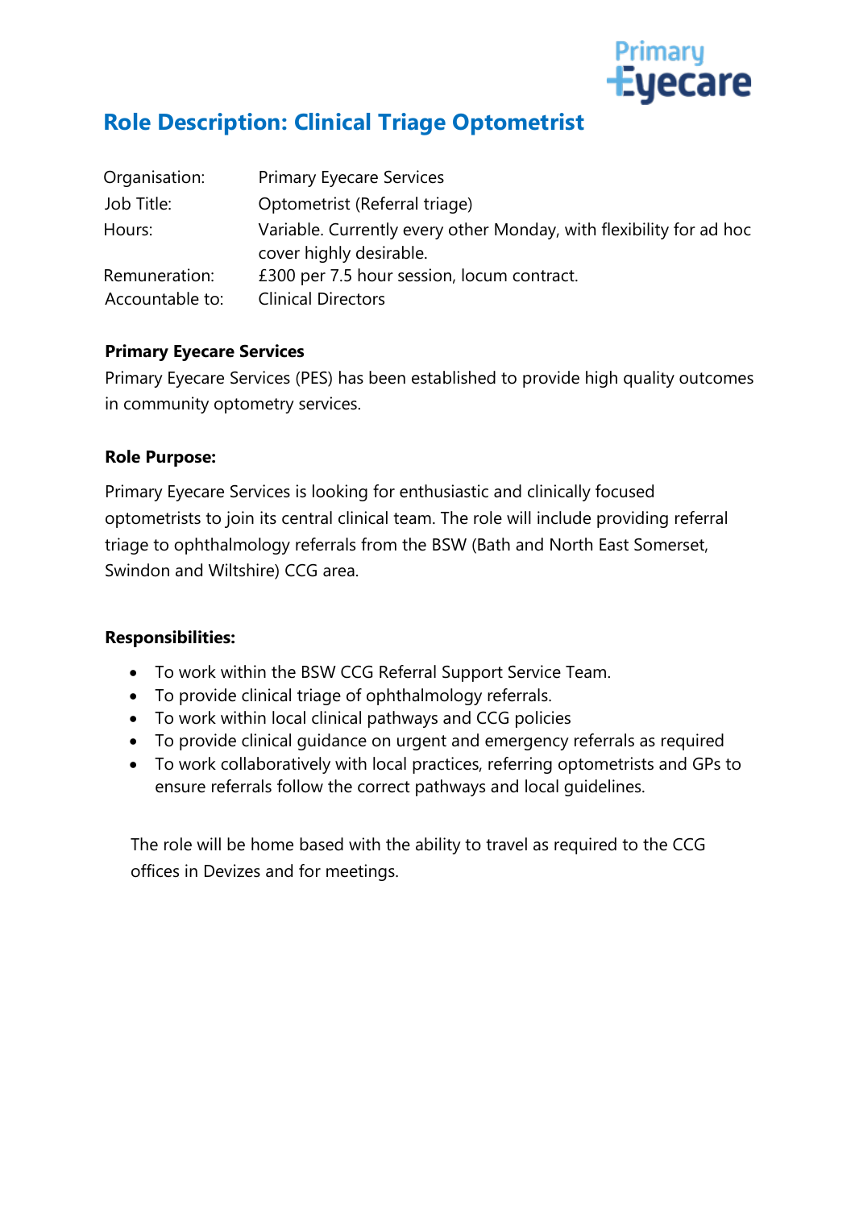Primary Eyecare

# Role Description: Clinical Triage Optometrist

| | |
|---|---|
| Organisation: | Primary Eyecare Services |
| Job Title: | Optometrist (Referral triage) |
| Hours: | Variable. Currently every other Monday, with flexibility for ad hoc cover highly desirable. |
| Remuneration: | £300 per 7.5 hour session, locum contract. |
| Accountable to: | Clinical Directors |

**Primary Eyecare Services**

Primary Eyecare Services (PES) has been established to provide high quality outcomes in community optometry services.

**Role Purpose:**

Primary Eyecare Services is looking for enthusiastic and clinically focused optometrists to join its central clinical team. The role will include providing referral triage to ophthalmology referrals from the BSW (Bath and North East Somerset, Swindon and Wiltshire) CCG area.

**Responsibilities:**

- To work within the BSW CCG Referral Support Service Team.
- To provide clinical triage of ophthalmology referrals.
- To work within local clinical pathways and CCG policies
- To provide clinical guidance on urgent and emergency referrals as required
- To work collaboratively with local practices, referring optometrists and GPs to ensure referrals follow the correct pathways and local guidelines.

The role will be home based with the ability to travel as required to the CCG offices in Devizes and for meetings.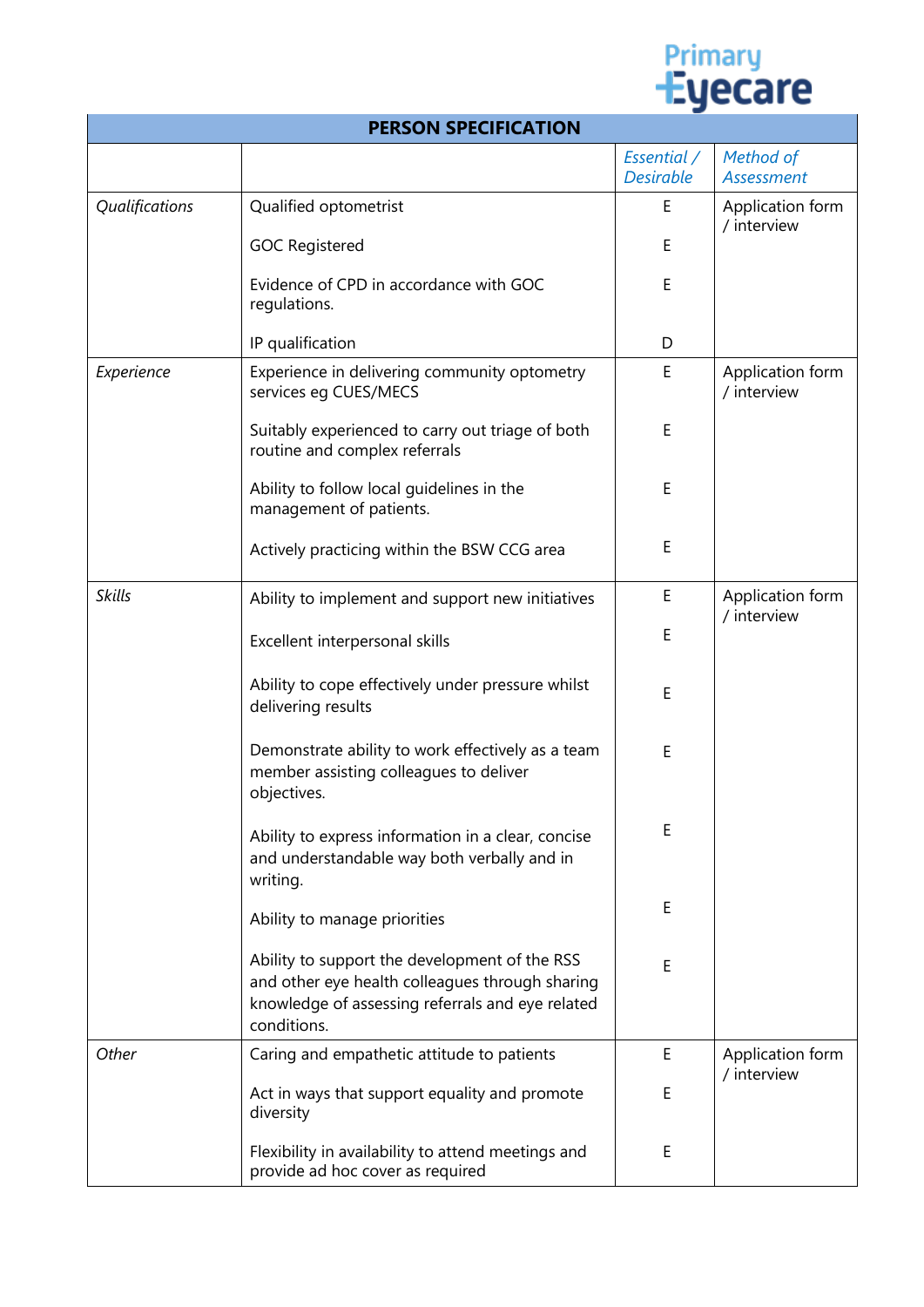Primary Eyecare

| PERSON SPECIFICATION | | | |
|---|---|---|---|
| | | *Essential / Desirable* | *Method of Assessment* |
| *Qualifications* | Qualified optometrist<br><br>GOC Registered<br><br>Evidence of CPD in accordance with GOC regulations.<br><br>IP qualification | E<br><br>E<br><br>E<br><br>D | Application form / interview |
| *Experience* | Experience in delivering community optometry services eg CUES/MECS<br><br>Suitably experienced to carry out triage of both routine and complex referrals<br><br>Ability to follow local guidelines in the management of patients.<br><br>Actively practicing within the BSW CCG area | E<br><br>E<br><br>E<br><br>E | Application form / interview |
| *Skills* | Ability to implement and support new initiatives<br><br>Excellent interpersonal skills<br><br>Ability to cope effectively under pressure whilst delivering results<br><br>Demonstrate ability to work effectively as a team member assisting colleagues to deliver objectives.<br><br>Ability to express information in a clear, concise and understandable way both verbally and in writing.<br><br>Ability to manage priorities<br><br>Ability to support the development of the RSS and other eye health colleagues through sharing knowledge of assessing referrals and eye related conditions. | E<br><br>E<br><br>E<br><br>E<br><br>E<br><br>E<br><br>E | Application form / interview |
| *Other* | Caring and empathetic attitude to patients<br><br>Act in ways that support equality and promote diversity<br><br>Flexibility in availability to attend meetings and provide ad hoc cover as required | E<br><br>E<br><br>E | Application form / interview |